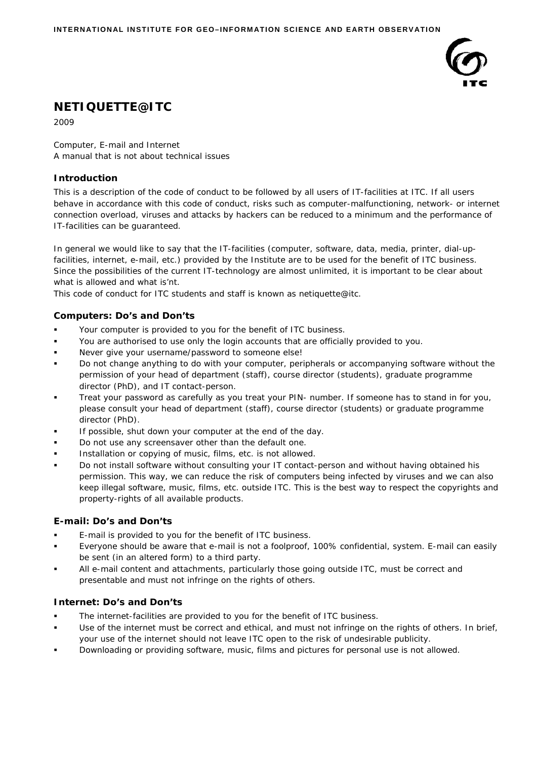INTERNATIONAL INSTITUTE FOR GEO–INFORMATION SCIENCE AND EARTH OBSERVATION

# NETIQUETTE@ITC

2009

Computer, E-mail and Internet
A manual that is not about technical issues

### Introduction

This is a description of the code of conduct to be followed by all users of IT-facilities at ITC. If all users behave in accordance with this code of conduct, risks such as computer-malfunctioning, network- or internet connection overload, viruses and attacks by hackers can be reduced to a minimum and the performance of IT-facilities can be guaranteed.

In general we would like to say that the IT-facilities (computer, software, data, media, printer, dial-up-facilities, internet, e-mail, etc.) provided by the Institute are to be used for the benefit of ITC business. Since the possibilities of the current IT-technology are almost unlimited, it is important to be clear about what is allowed and what is'nt.
This code of conduct for ITC students and staff is known as netiquette@itc.

### Computers: Do's and Don'ts

- Your computer is provided to you for the benefit of ITC business.
- You are authorised to use only the login accounts that are officially provided to you.
- Never give your username/password to someone else!
- Do not change anything to do with your computer, peripherals or accompanying software without the permission of your head of department (staff), course director (students), graduate programme director (PhD), and IT contact-person.
- Treat your password as carefully as you treat your PIN- number. If someone has to stand in for you, please consult your head of department (staff), course director (students) or graduate programme director (PhD).
- If possible, shut down your computer at the end of the day.
- Do not use any screensaver other than the default one.
- Installation or copying of music, films, etc. is not allowed.
- Do not install software without consulting your IT contact-person and without having obtained his permission. This way, we can reduce the risk of computers being infected by viruses and we can also keep illegal software, music, films, etc. outside ITC. This is the best way to respect the copyrights and property-rights of all available products.

### E-mail: Do's and Don'ts

- E-mail is provided to you for the benefit of ITC business.
- Everyone should be aware that e-mail is not a foolproof, 100% confidential, system. E-mail can easily be sent (in an altered form) to a third party.
- All e-mail content and attachments, particularly those going outside ITC, must be correct and presentable and must not infringe on the rights of others.

### Internet: Do's and Don'ts

- The internet-facilities are provided to you for the benefit of ITC business.
- Use of the internet must be correct and ethical, and must not infringe on the rights of others. In brief, your use of the internet should not leave ITC open to the risk of undesirable publicity.
- Downloading or providing software, music, films and pictures for personal use is not allowed.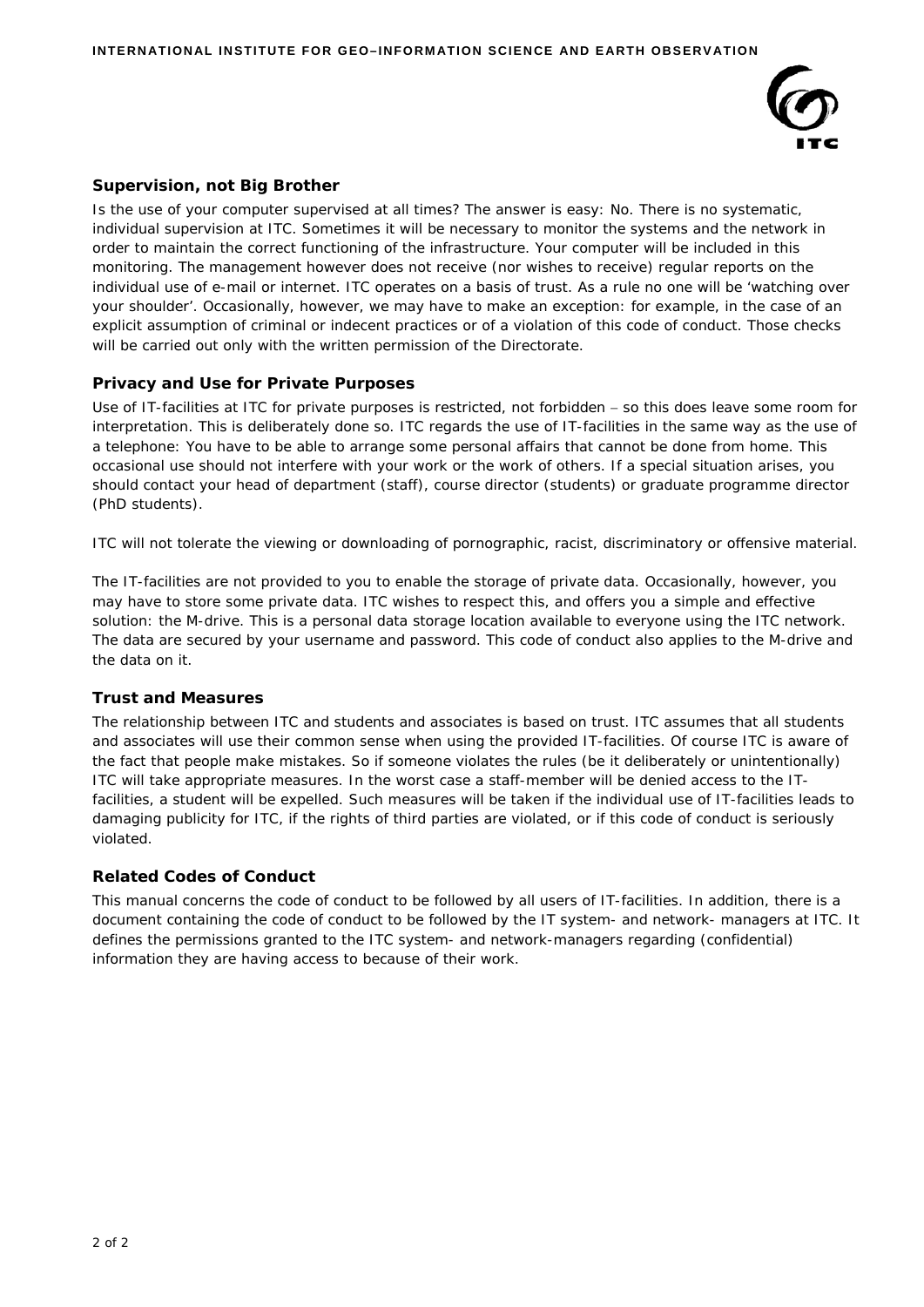## Supervision, not Big Brother

Is the use of your computer supervised at all times? The answer is easy: No. There is no systematic, individual supervision at ITC. Sometimes it will be necessary to monitor the systems and the network in order to maintain the correct functioning of the infrastructure. Your computer will be included in this monitoring. The management however does not receive (nor wishes to receive) regular reports on the individual use of e-mail or internet. ITC operates on a basis of trust. As a rule no one will be 'watching over your shoulder'. Occasionally, however, we may have to make an exception: for example, in the case of an explicit assumption of criminal or indecent practices or of a violation of this code of conduct. Those checks will be carried out only with the written permission of the Directorate.

## Privacy and Use for Private Purposes

Use of IT-facilities at ITC for private purposes is restricted, not forbidden – so this does leave some room for interpretation. This is deliberately done so. ITC regards the use of IT-facilities in the same way as the use of a telephone: You have to be able to arrange some personal affairs that cannot be done from home. This occasional use should not interfere with your work or the work of others. If a special situation arises, you should contact your head of department (staff), course director (students) or graduate programme director (PhD students).

ITC will not tolerate the viewing or downloading of pornographic, racist, discriminatory or offensive material.

The IT-facilities are not provided to you to enable the storage of private data. Occasionally, however, you may have to store some private data. ITC wishes to respect this, and offers you a simple and effective solution: the M-drive. This is a personal data storage location available to everyone using the ITC network. The data are secured by your username and password. This code of conduct also applies to the M-drive and the data on it.

## Trust and Measures

The relationship between ITC and students and associates is based on trust. ITC assumes that all students and associates will use their common sense when using the provided IT-facilities. Of course ITC is aware of the fact that people make mistakes. So if someone violates the rules (be it deliberately or unintentionally) ITC will take appropriate measures. In the worst case a staff-member will be denied access to the IT-facilities, a student will be expelled. Such measures will be taken if the individual use of IT-facilities leads to damaging publicity for ITC, if the rights of third parties are violated, or if this code of conduct is seriously violated.

## Related Codes of Conduct

This manual concerns the code of conduct to be followed by all users of IT-facilities. In addition, there is a document containing the code of conduct to be followed by the IT system- and network- managers at ITC. It defines the permissions granted to the ITC system- and network-managers regarding (confidential) information they are having access to because of their work.